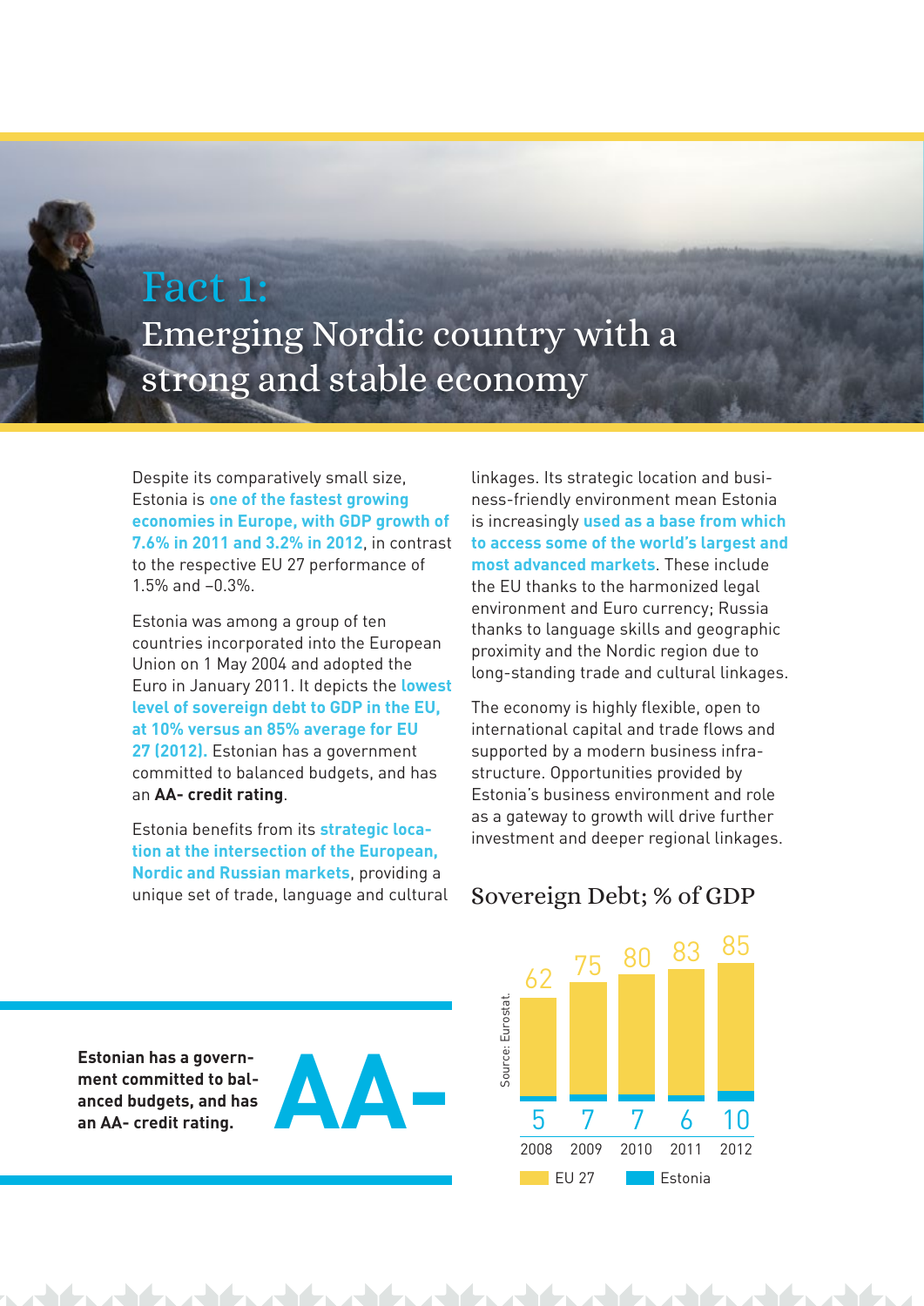# Fact 1:
## Emerging Nordic country with a strong and stable economy

Despite its comparatively small size, Estonia is **one of the fastest growing economies in Europe, with GDP growth of 7.6% in 2011 and 3.2% in 2012**, in contrast to the respective EU 27 performance of 1.5% and –0.3%.

Estonia was among a group of ten countries incorporated into the European Union on 1 May 2004 and adopted the Euro in January 2011. It depicts the **lowest level of sovereign debt to GDP in the EU, at 10% versus an 85% average for EU 27 (2012).** Estonian has a government committed to balanced budgets, and has an **AA- credit rating**.

Estonia benefits from its **strategic location at the intersection of the European, Nordic and Russian markets**, providing a unique set of trade, language and cultural linkages. Its strategic location and business-friendly environment mean Estonia is increasingly **used as a base from which to access some of the world's largest and most advanced markets**. These include the EU thanks to the harmonized legal environment and Euro currency; Russia thanks to language skills and geographic proximity and the Nordic region due to long-standing trade and cultural linkages.

The economy is highly flexible, open to international capital and trade flows and supported by a modern business infrastructure. Opportunities provided by Estonia's business environment and role as a gateway to growth will drive further investment and deeper regional linkages.

**Estonian has a government committed to balanced budgets, and has an AA- credit rating.**

**AA-**

### Sovereign Debt; % of GDP

| Year | EU 27 | Estonia |
|---|---|---|
| 2008 | 62 | 5 |
| 2009 | 75 | 7 |
| 2010 | 80 | 7 |
| 2011 | 83 | 6 |
| 2012 | 85 | 10 |

Source: Eurostat.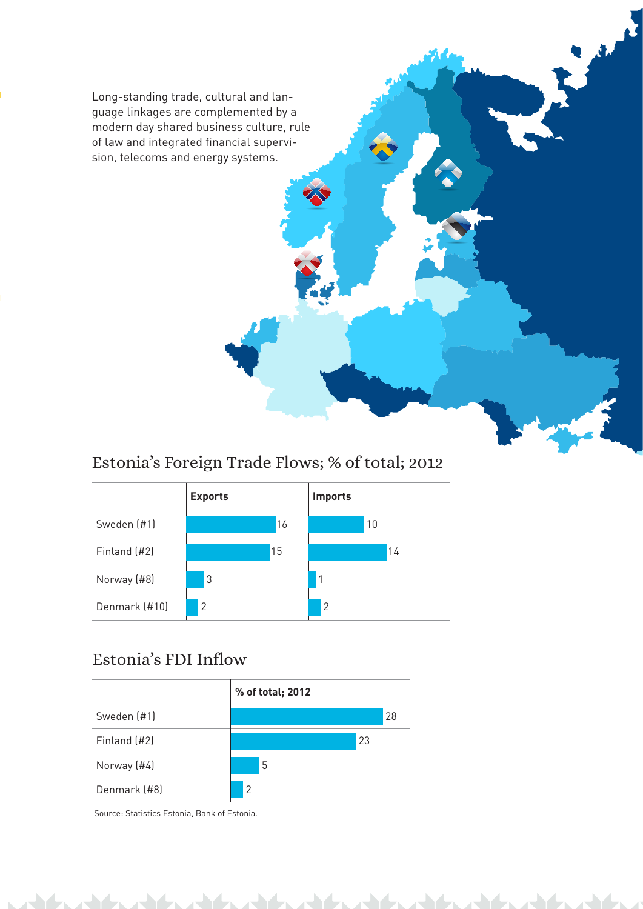Long-standing trade, cultural and language linkages are complemented by a modern day shared business culture, rule of law and integrated financial supervision, telecoms and energy systems.

## Estonia's Foreign Trade Flows; % of total; 2012

Exports

Imports

Sweden (#1) 16 10

Finland (#2) 15 14

Norway (#8) 3 1

Denmark (#10) 2 2

## Estonia's FDI Inflow

% of total; 2012

Sweden (#1) 28

Finland (#2) 23

Norway (#4) 5

Denmark (#8) 2

Source: Statistics Estonia, Bank of Estonia.